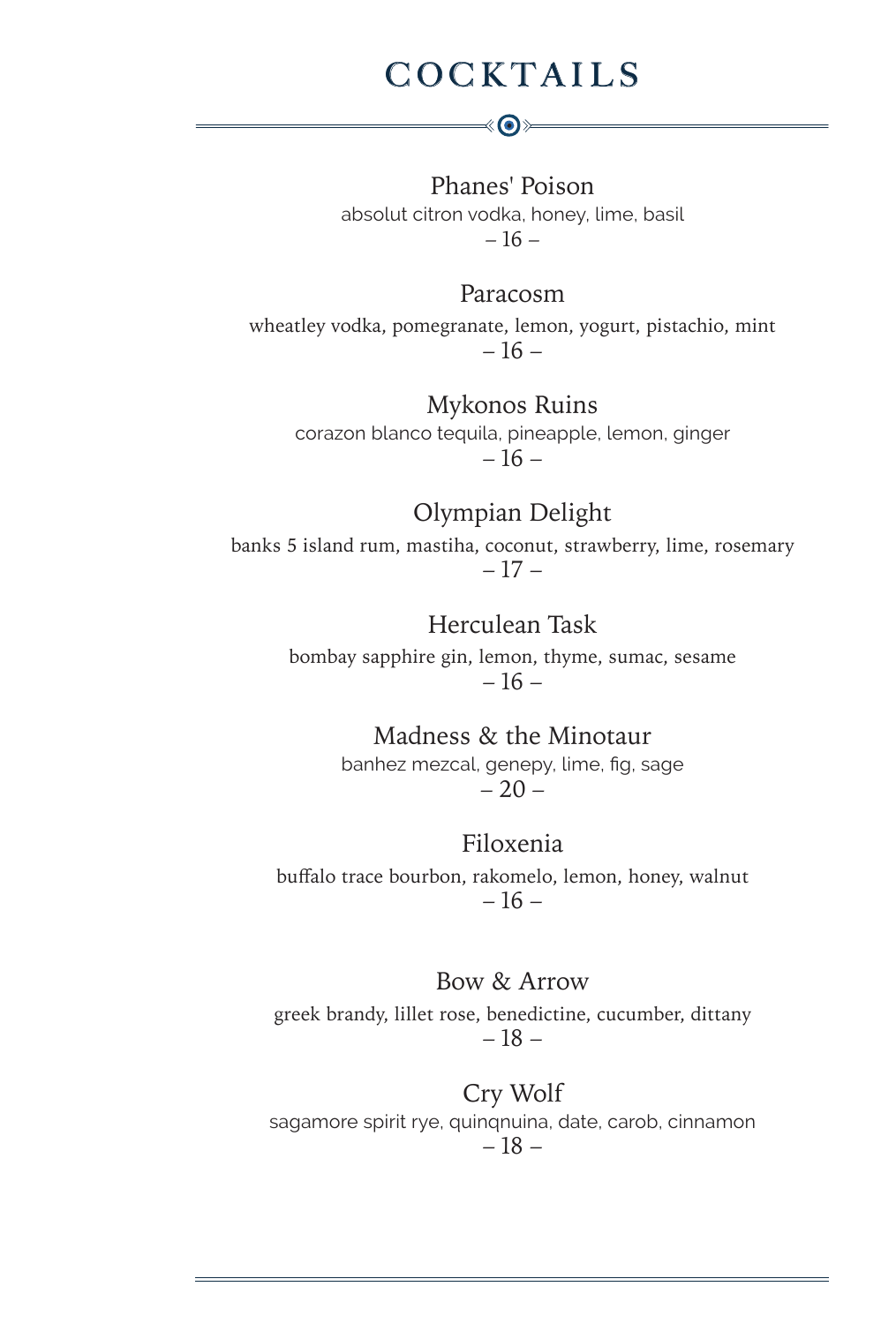# COCKTAILS

### Phanes' Poison
absolut citron vodka, honey, lime, basil
– 16 –

### Paracosm
wheatley vodka, pomegranate, lemon, yogurt, pistachio, mint
– 16 –

### Mykonos Ruins
corazon blanco tequila, pineapple, lemon, ginger
– 16 –

### Olympian Delight
banks 5 island rum, mastiha, coconut, strawberry, lime, rosemary
– 17 –

### Herculean Task
bombay sapphire gin, lemon, thyme, sumac, sesame
– 16 –

### Madness & the Minotaur
banhez mezcal, genepy, lime, fig, sage
– 20 –

### Filoxenia
buffalo trace bourbon, rakomelo, lemon, honey, walnut
– 16 –

### Bow & Arrow
greek brandy, lillet rose, benedictine, cucumber, dittany
– 18 –

### Cry Wolf
sagamore spirit rye, quinqnuina, date, carob, cinnamon
– 18 –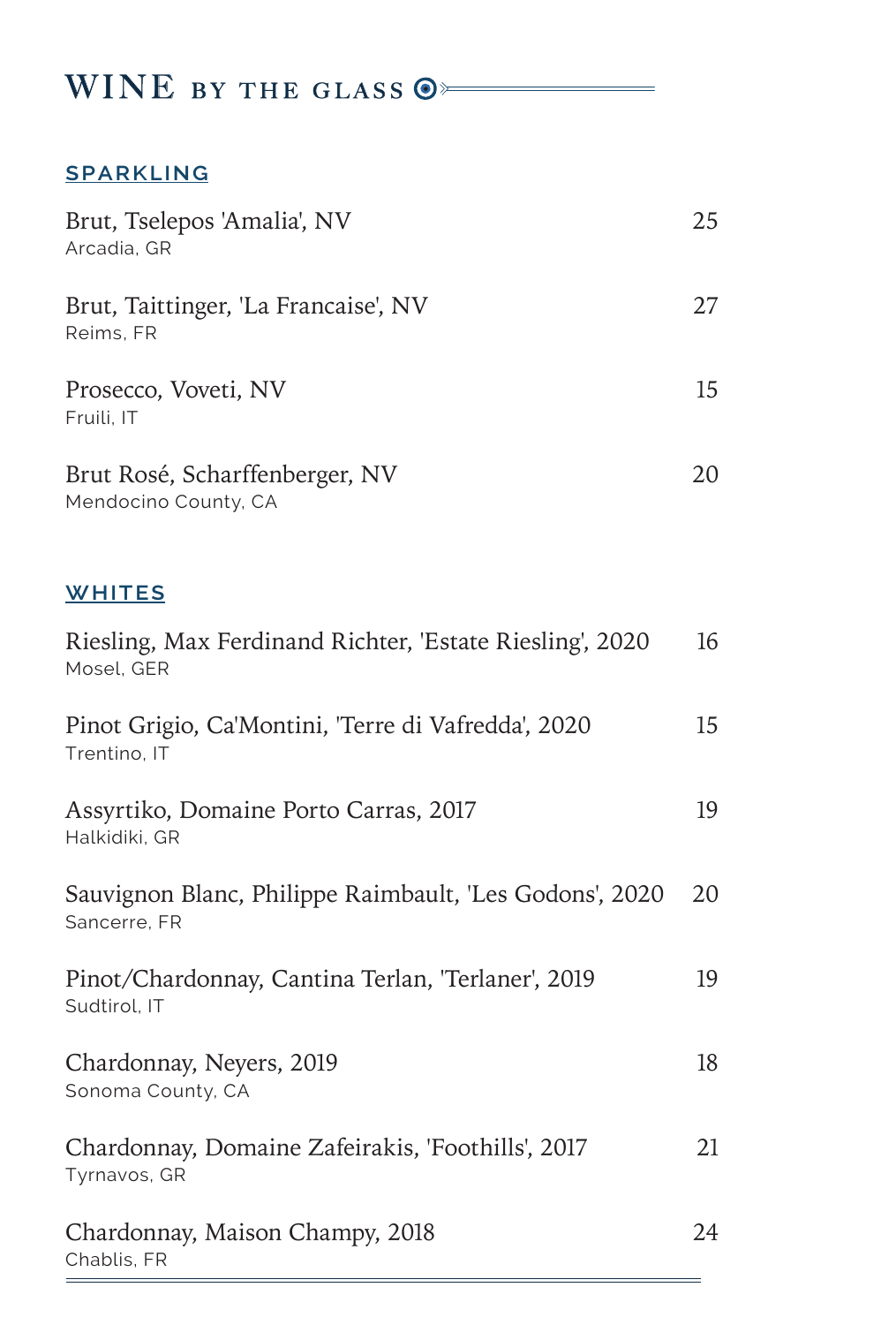# WINE BY THE GLASS

## SPARKLING

Brut, Tselepos 'Amalia', NV — 25
Arcadia, GR

Brut, Taittinger, 'La Francaise', NV — 27
Reims, FR

Prosecco, Voveti, NV — 15
Fruili, IT

Brut Rosé, Scharffenberger, NV — 20
Mendocino County, CA

## WHITES

Riesling, Max Ferdinand Richter, 'Estate Riesling', 2020 — 16
Mosel, GER

Pinot Grigio, Ca'Montini, 'Terre di Vafredda', 2020 — 15
Trentino, IT

Assyrtiko, Domaine Porto Carras, 2017 — 19
Halkidiki, GR

Sauvignon Blanc, Philippe Raimbault, 'Les Godons', 2020 — 20
Sancerre, FR

Pinot/Chardonnay, Cantina Terlan, 'Terlaner', 2019 — 19
Sudtirol, IT

Chardonnay, Neyers, 2019 — 18
Sonoma County, CA

Chardonnay, Domaine Zafeirakis, 'Foothills', 2017 — 21
Tyrnavos, GR

Chardonnay, Maison Champy, 2018 — 24
Chablis, FR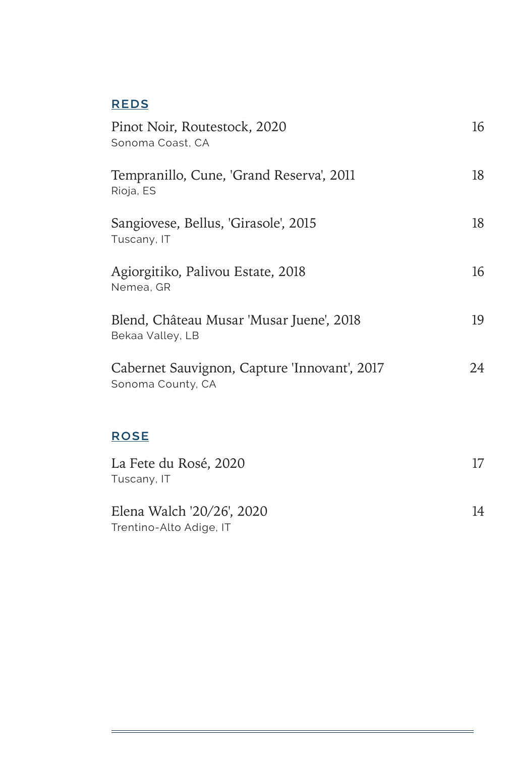## REDS

Pinot Noir, Routestock, 2020 — 16
Sonoma Coast, CA

Tempranillo, Cune, 'Grand Reserva', 2011 — 18
Rioja, ES

Sangiovese, Bellus, 'Girasole', 2015 — 18
Tuscany, IT

Agiorgitiko, Palivou Estate, 2018 — 16
Nemea, GR

Blend, Château Musar 'Musar Juene', 2018 — 19
Bekaa Valley, LB

Cabernet Sauvignon, Capture 'Innovant', 2017 — 24
Sonoma County, CA

## ROSE

La Fete du Rosé, 2020 — 17
Tuscany, IT

Elena Walch '20/26', 2020 — 14
Trentino-Alto Adige, IT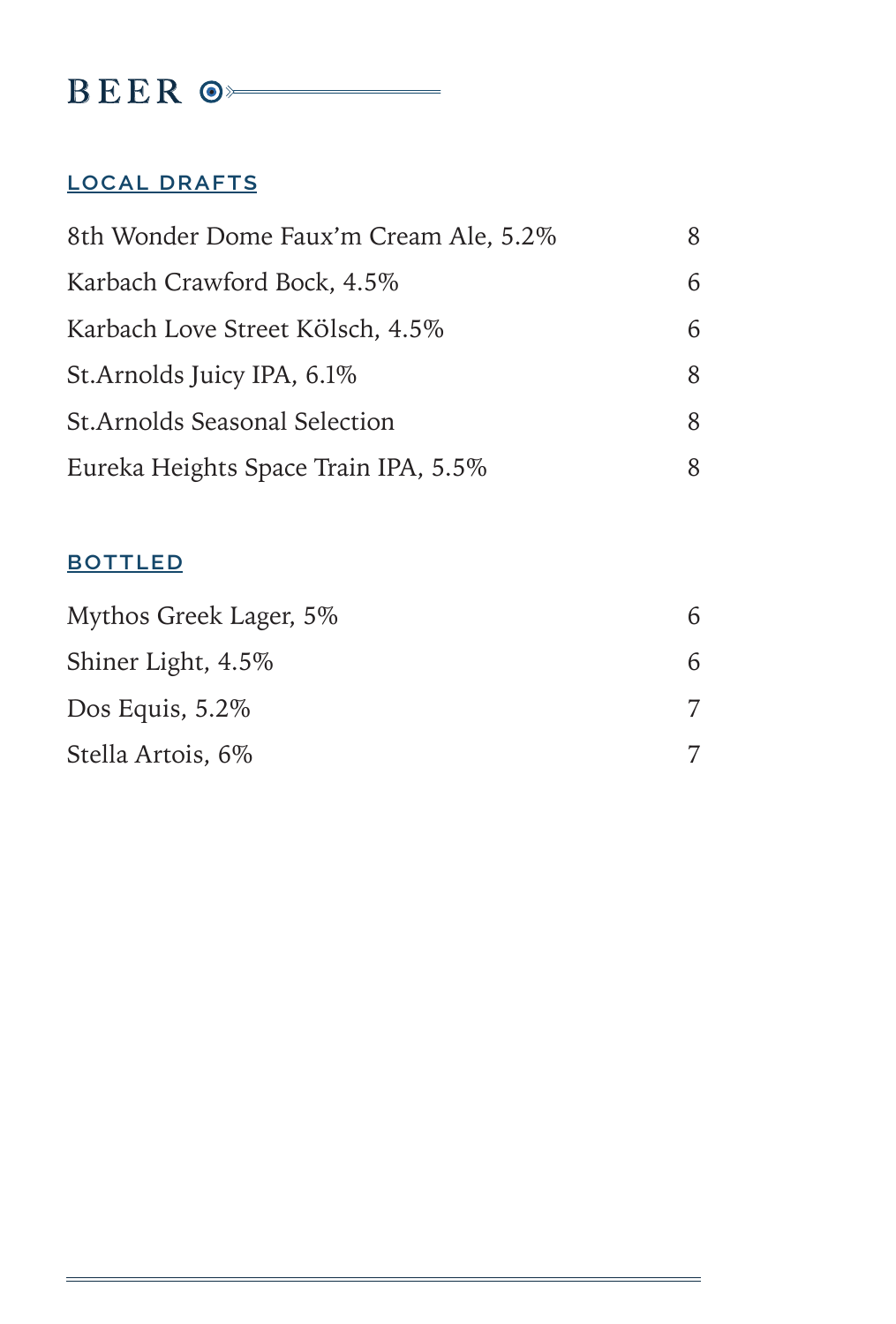# BEER

## LOCAL DRAFTS

| Item | Price |
|---|---|
| 8th Wonder Dome Faux'm Cream Ale, 5.2% | 8 |
| Karbach Crawford Bock, 4.5% | 6 |
| Karbach Love Street Kölsch, 4.5% | 6 |
| St.Arnolds Juicy IPA, 6.1% | 8 |
| St.Arnolds Seasonal Selection | 8 |
| Eureka Heights Space Train IPA, 5.5% | 8 |

## BOTTLED

| Item | Price |
|---|---|
| Mythos Greek Lager, 5% | 6 |
| Shiner Light, 4.5% | 6 |
| Dos Equis, 5.2% | 7 |
| Stella Artois, 6% | 7 |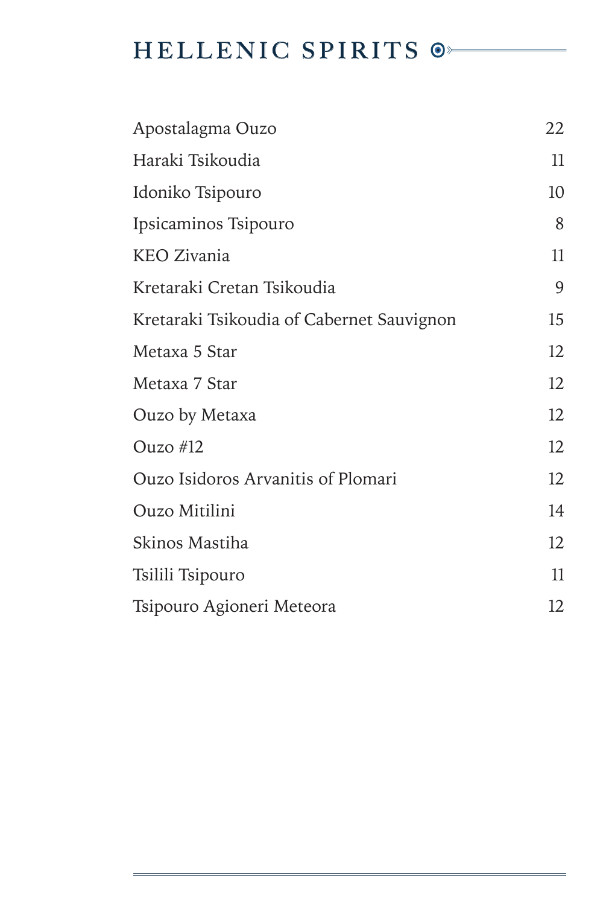# HELLENIC SPIRITS

| | |
|---|---|
| Apostalagma Ouzo | 22 |
| Haraki Tsikoudia | 11 |
| Idoniko Tsipouro | 10 |
| Ipsicaminos Tsipouro | 8 |
| KEO Zivania | 11 |
| Kretaraki Cretan Tsikoudia | 9 |
| Kretaraki Tsikoudia of Cabernet Sauvignon | 15 |
| Metaxa 5 Star | 12 |
| Metaxa 7 Star | 12 |
| Ouzo by Metaxa | 12 |
| Ouzo #12 | 12 |
| Ouzo Isidoros Arvanitis of Plomari | 12 |
| Ouzo Mitilini | 14 |
| Skinos Mastiha | 12 |
| Tsilili Tsipouro | 11 |
| Tsipouro Agioneri Meteora | 12 |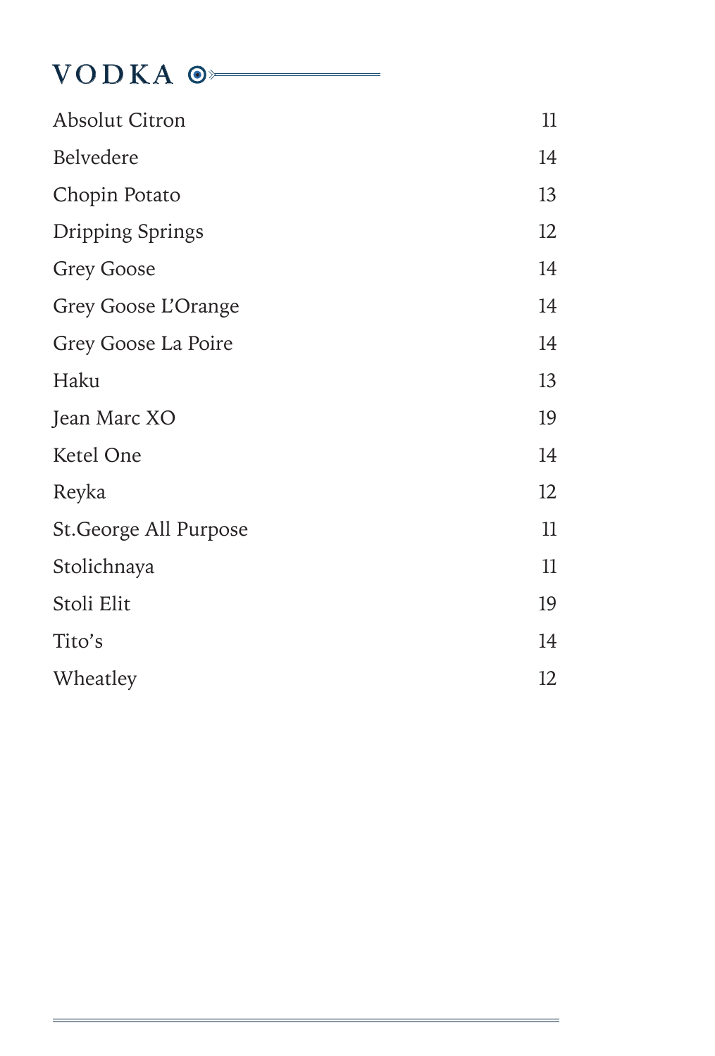# VODKA

| | |
|---|---|
| Absolut Citron | 11 |
| Belvedere | 14 |
| Chopin Potato | 13 |
| Dripping Springs | 12 |
| Grey Goose | 14 |
| Grey Goose L’Orange | 14 |
| Grey Goose La Poire | 14 |
| Haku | 13 |
| Jean Marc XO | 19 |
| Ketel One | 14 |
| Reyka | 12 |
| St.George All Purpose | 11 |
| Stolichnaya | 11 |
| Stoli Elit | 19 |
| Tito’s | 14 |
| Wheatley | 12 |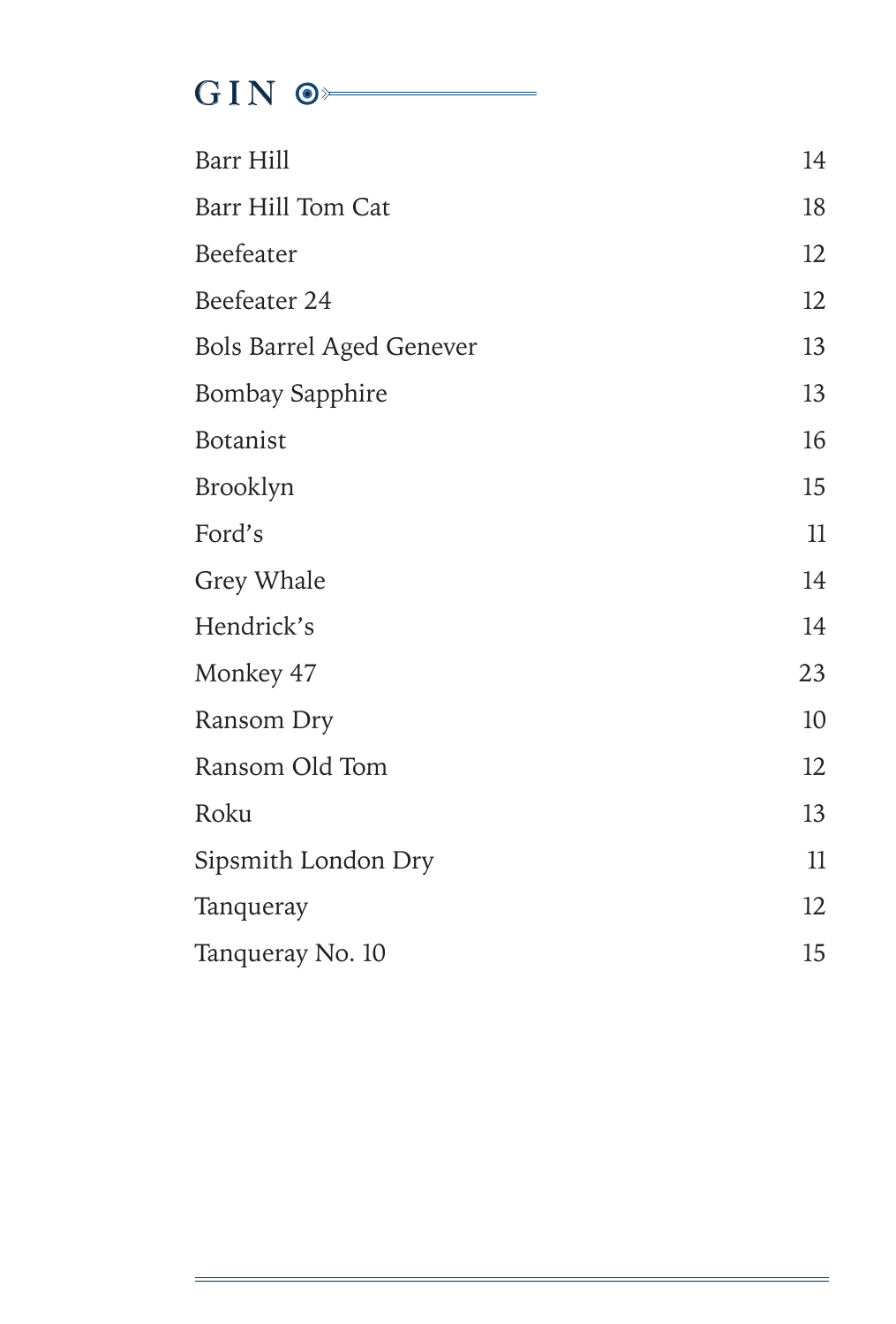# GIN

| | |
|---|---|
| Barr Hill | 14 |
| Barr Hill Tom Cat | 18 |
| Beefeater | 12 |
| Beefeater 24 | 12 |
| Bols Barrel Aged Genever | 13 |
| Bombay Sapphire | 13 |
| Botanist | 16 |
| Brooklyn | 15 |
| Ford's | 11 |
| Grey Whale | 14 |
| Hendrick's | 14 |
| Monkey 47 | 23 |
| Ransom Dry | 10 |
| Ransom Old Tom | 12 |
| Roku | 13 |
| Sipsmith London Dry | 11 |
| Tanqueray | 12 |
| Tanqueray No. 10 | 15 |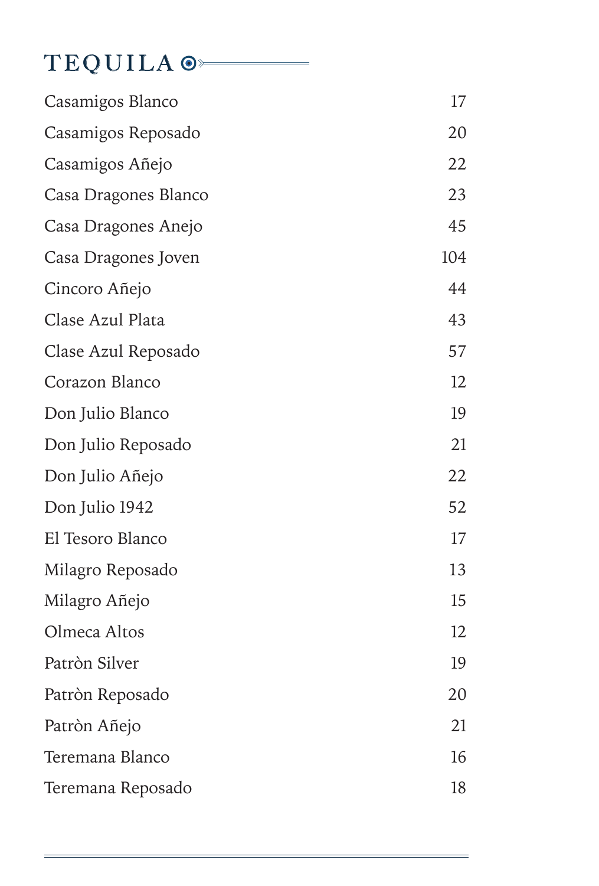# TEQUILA

| | |
|---|---|
| Casamigos Blanco | 17 |
| Casamigos Reposado | 20 |
| Casamigos Añejo | 22 |
| Casa Dragones Blanco | 23 |
| Casa Dragones Anejo | 45 |
| Casa Dragones Joven | 104 |
| Cincoro Añejo | 44 |
| Clase Azul Plata | 43 |
| Clase Azul Reposado | 57 |
| Corazon Blanco | 12 |
| Don Julio Blanco | 19 |
| Don Julio Reposado | 21 |
| Don Julio Añejo | 22 |
| Don Julio 1942 | 52 |
| El Tesoro Blanco | 17 |
| Milagro Reposado | 13 |
| Milagro Añejo | 15 |
| Olmeca Altos | 12 |
| Patròn Silver | 19 |
| Patròn Reposado | 20 |
| Patròn Añejo | 21 |
| Teremana Blanco | 16 |
| Teremana Reposado | 18 |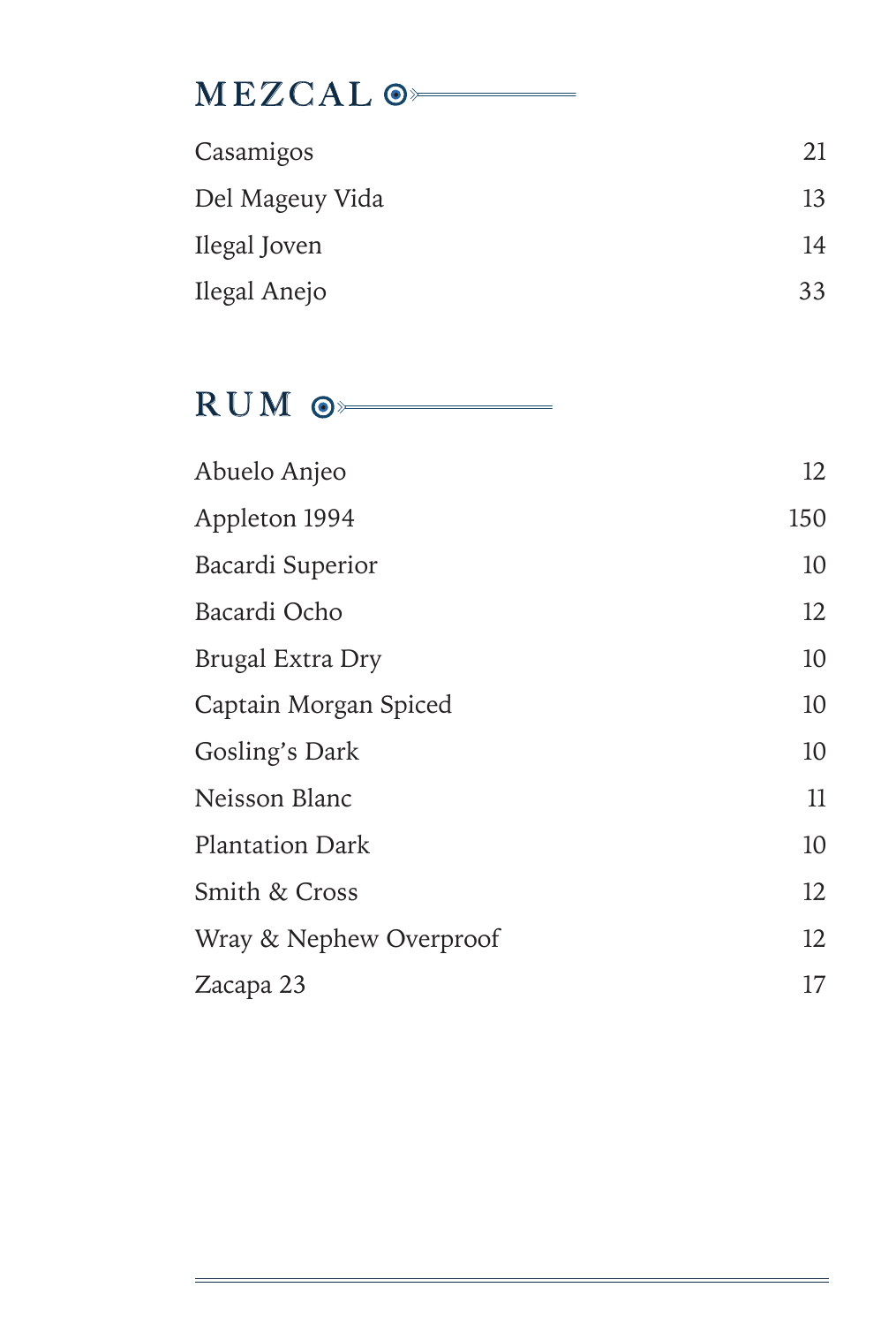## MEZCAL

| | |
|---|---|
| Casamigos | 21 |
| Del Mageuy Vida | 13 |
| Ilegal Joven | 14 |
| Ilegal Anejo | 33 |

## RUM

| | |
|---|---|
| Abuelo Anjeo | 12 |
| Appleton 1994 | 150 |
| Bacardi Superior | 10 |
| Bacardi Ocho | 12 |
| Brugal Extra Dry | 10 |
| Captain Morgan Spiced | 10 |
| Gosling's Dark | 10 |
| Neisson Blanc | 11 |
| Plantation Dark | 10 |
| Smith & Cross | 12 |
| Wray & Nephew Overproof | 12 |
| Zacapa 23 | 17 |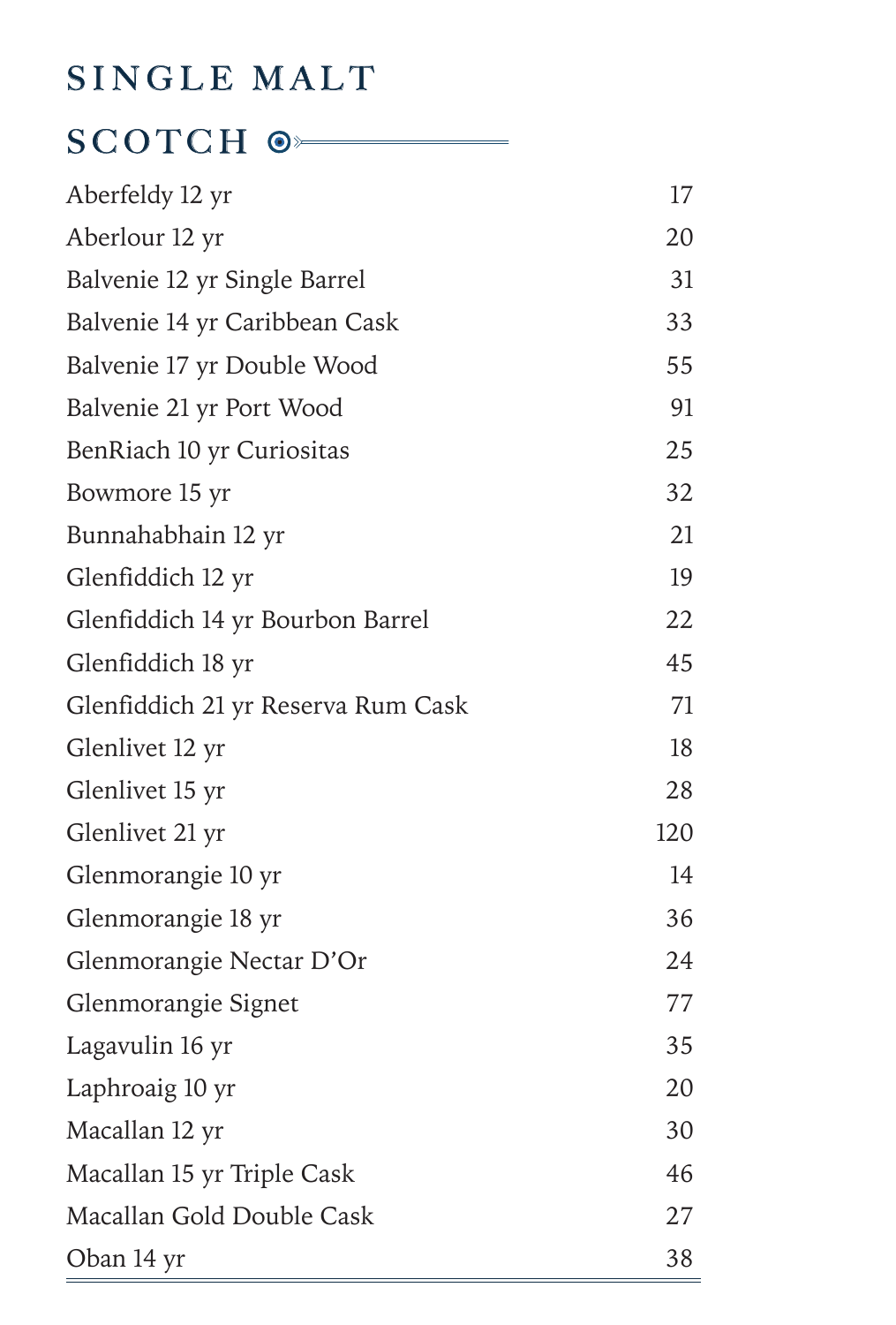# SINGLE MALT SCOTCH

| | |
|---|---|
| Aberfeldy 12 yr | 17 |
| Aberlour 12 yr | 20 |
| Balvenie 12 yr Single Barrel | 31 |
| Balvenie 14 yr Caribbean Cask | 33 |
| Balvenie 17 yr Double Wood | 55 |
| Balvenie 21 yr Port Wood | 91 |
| BenRiach 10 yr Curiositas | 25 |
| Bowmore 15 yr | 32 |
| Bunnahabhain 12 yr | 21 |
| Glenfiddich 12 yr | 19 |
| Glenfiddich 14 yr Bourbon Barrel | 22 |
| Glenfiddich 18 yr | 45 |
| Glenfiddich 21 yr Reserva Rum Cask | 71 |
| Glenlivet 12 yr | 18 |
| Glenlivet 15 yr | 28 |
| Glenlivet 21 yr | 120 |
| Glenmorangie 10 yr | 14 |
| Glenmorangie 18 yr | 36 |
| Glenmorangie Nectar D'Or | 24 |
| Glenmorangie Signet | 77 |
| Lagavulin 16 yr | 35 |
| Laphroaig 10 yr | 20 |
| Macallan 12 yr | 30 |
| Macallan 15 yr Triple Cask | 46 |
| Macallan Gold Double Cask | 27 |
| Oban 14 yr | 38 |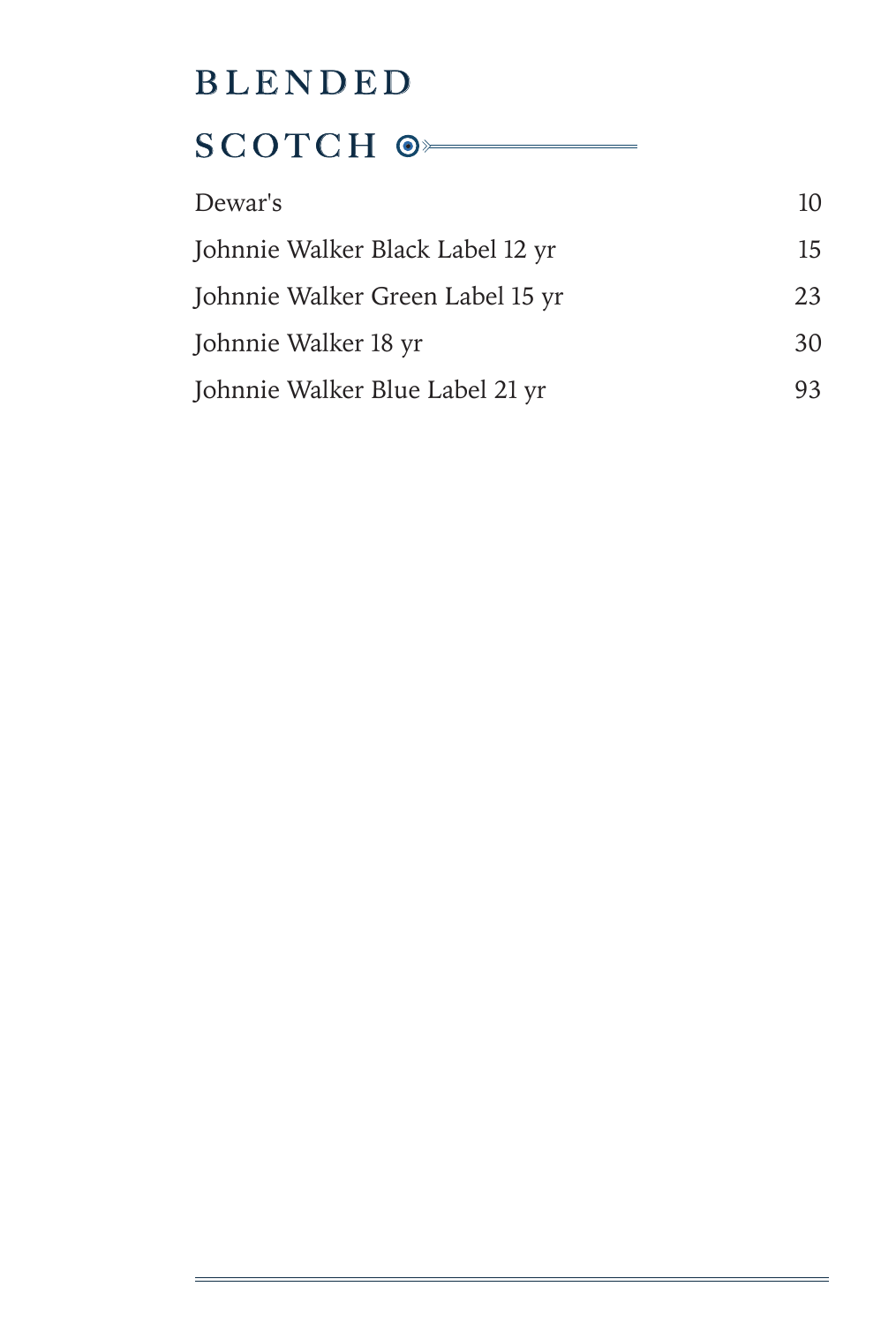# BLENDED SCOTCH

| | |
|---|---|
| Dewar's | 10 |
| Johnnie Walker Black Label 12 yr | 15 |
| Johnnie Walker Green Label 15 yr | 23 |
| Johnnie Walker 18 yr | 30 |
| Johnnie Walker Blue Label 21 yr | 93 |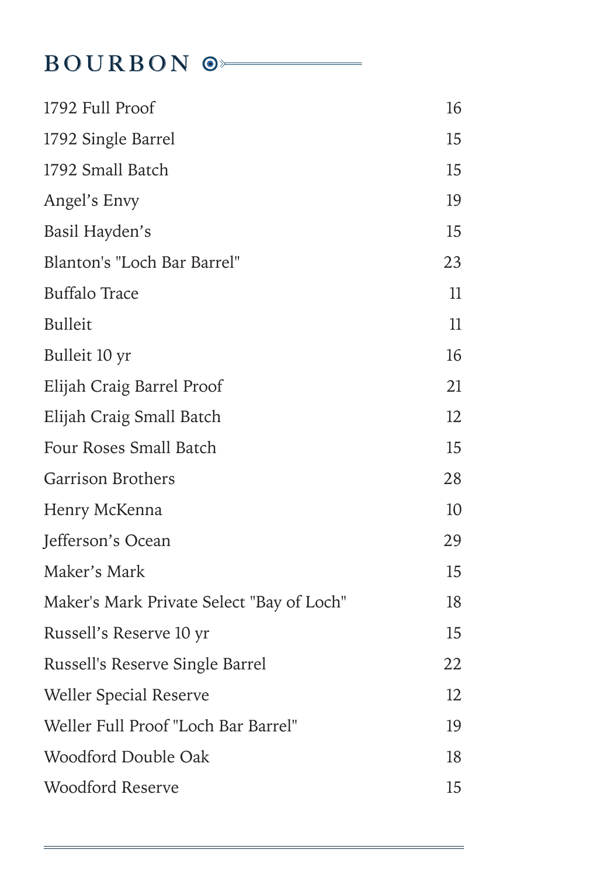# BOURBON

| | |
|---|---|
| 1792 Full Proof | 16 |
| 1792 Single Barrel | 15 |
| 1792 Small Batch | 15 |
| Angel’s Envy | 19 |
| Basil Hayden’s | 15 |
| Blanton's "Loch Bar Barrel" | 23 |
| Buffalo Trace | 11 |
| Bulleit | 11 |
| Bulleit 10 yr | 16 |
| Elijah Craig Barrel Proof | 21 |
| Elijah Craig Small Batch | 12 |
| Four Roses Small Batch | 15 |
| Garrison Brothers | 28 |
| Henry McKenna | 10 |
| Jefferson’s Ocean | 29 |
| Maker’s Mark | 15 |
| Maker's Mark Private Select "Bay of Loch" | 18 |
| Russell’s Reserve 10 yr | 15 |
| Russell's Reserve Single Barrel | 22 |
| Weller Special Reserve | 12 |
| Weller Full Proof "Loch Bar Barrel" | 19 |
| Woodford Double Oak | 18 |
| Woodford Reserve | 15 |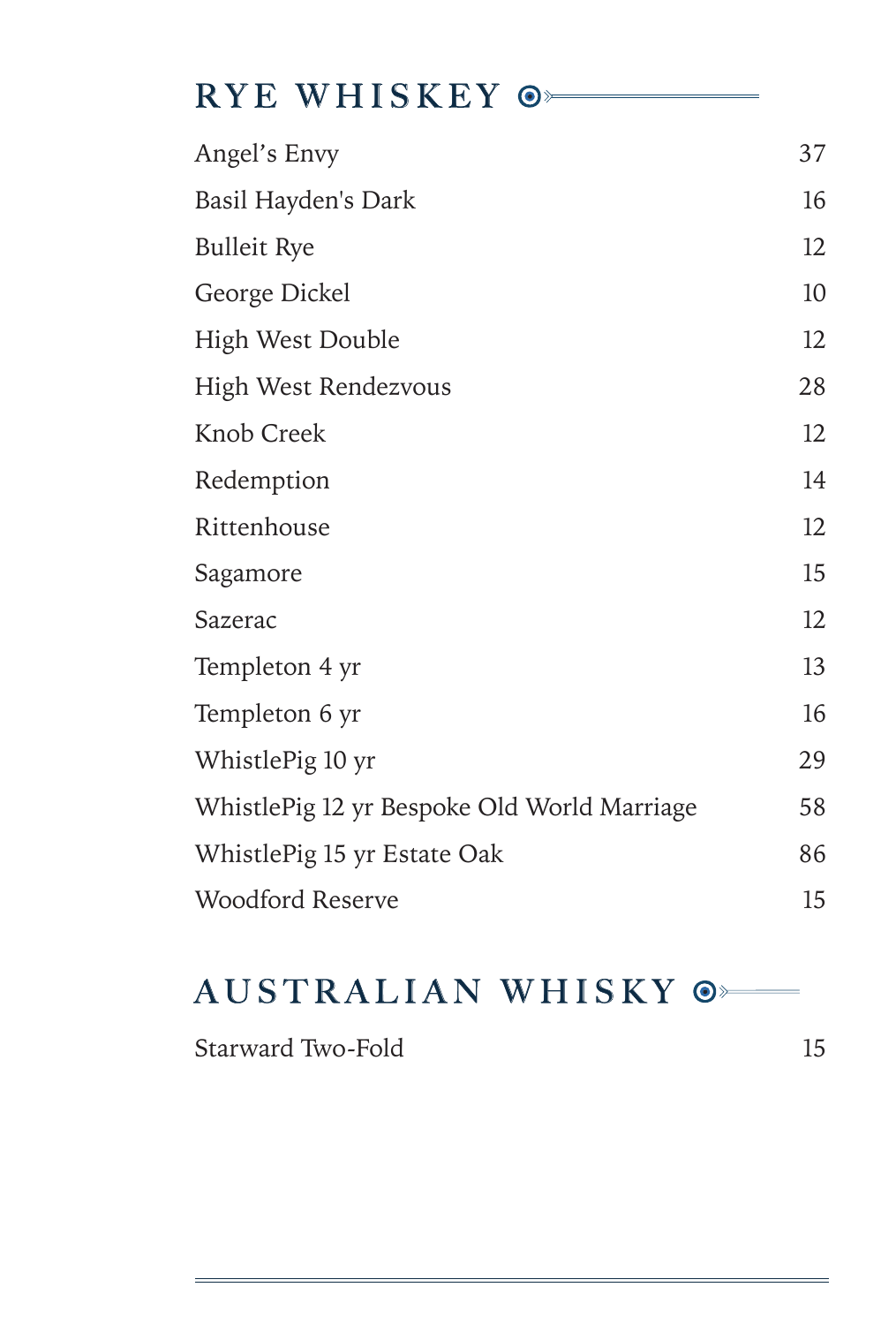## RYE WHISKEY

| | |
|---|---|
| Angel’s Envy | 37 |
| Basil Hayden's Dark | 16 |
| Bulleit Rye | 12 |
| George Dickel | 10 |
| High West Double | 12 |
| High West Rendezvous | 28 |
| Knob Creek | 12 |
| Redemption | 14 |
| Rittenhouse | 12 |
| Sagamore | 15 |
| Sazerac | 12 |
| Templeton 4 yr | 13 |
| Templeton 6 yr | 16 |
| WhistlePig 10 yr | 29 |
| WhistlePig 12 yr Bespoke Old World Marriage | 58 |
| WhistlePig 15 yr Estate Oak | 86 |
| Woodford Reserve | 15 |

## AUSTRALIAN WHISKY

| | |
|---|---|
| Starward Two-Fold | 15 |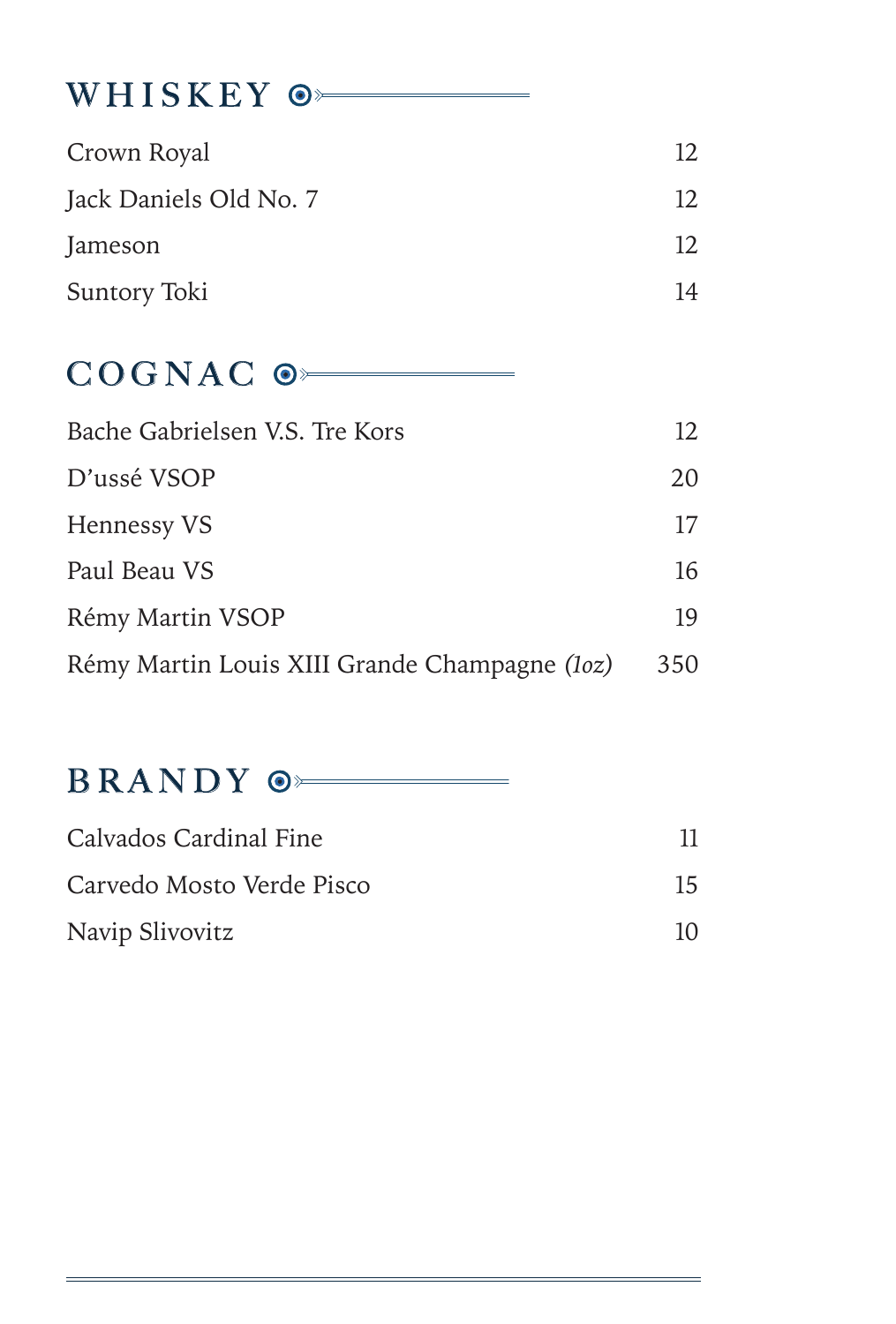## WHISKEY

| | |
|---|---|
| Crown Royal | 12 |
| Jack Daniels Old No. 7 | 12 |
| Jameson | 12 |
| Suntory Toki | 14 |

## COGNAC

| | |
|---|---|
| Bache Gabrielsen V.S. Tre Kors | 12 |
| D'ussé VSOP | 20 |
| Hennessy VS | 17 |
| Paul Beau VS | 16 |
| Rémy Martin VSOP | 19 |
| Rémy Martin Louis XIII Grande Champagne *(1oz)* | 350 |

## BRANDY

| | |
|---|---|
| Calvados Cardinal Fine | 11 |
| Carvedo Mosto Verde Pisco | 15 |
| Navip Slivovitz | 10 |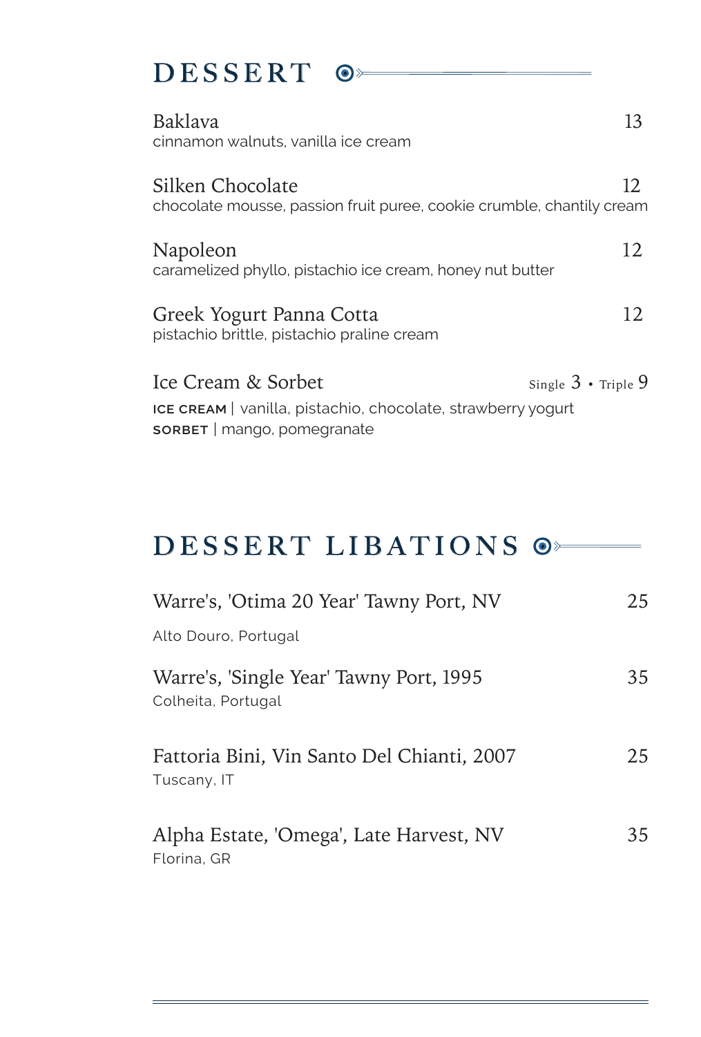## DESSERT

**Baklava** 13
cinnamon walnuts, vanilla ice cream

**Silken Chocolate** 12
chocolate mousse, passion fruit puree, cookie crumble, chantily cream

**Napoleon** 12
caramelized phyllo, pistachio ice cream, honey nut butter

**Greek Yogurt Panna Cotta** 12
pistachio brittle, pistachio praline cream

**Ice Cream & Sorbet** Single 3 • Triple 9
ICE CREAM | vanilla, pistachio, chocolate, strawberry yogurt
SORBET | mango, pomegranate

## DESSERT LIBATIONS

**Warre's, 'Otima 20 Year' Tawny Port, NV** 25
Alto Douro, Portugal

**Warre's, 'Single Year' Tawny Port, 1995** 35
Colheita, Portugal

**Fattoria Bini, Vin Santo Del Chianti, 2007** 25
Tuscany, IT

**Alpha Estate, 'Omega', Late Harvest, NV** 35
Florina, GR